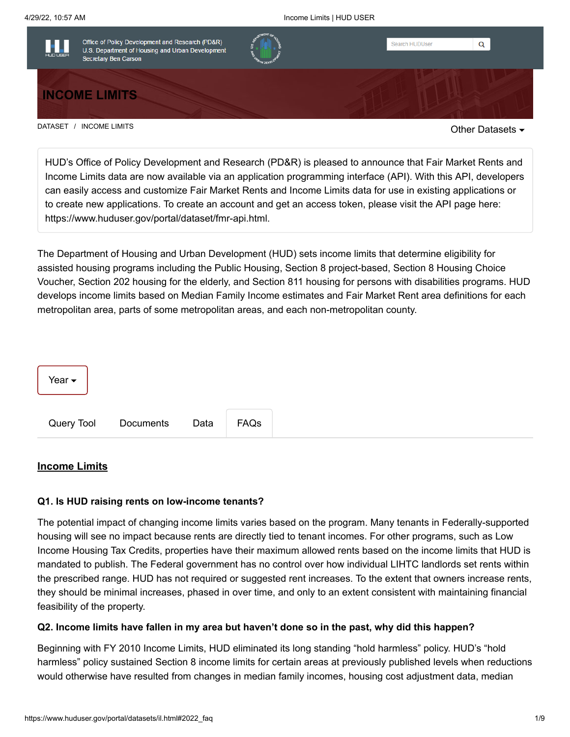Office of Policy Development and Research (PD&R)
U.S. Department of Housing and Urban Development
Secretary Ben Carson

# INCOME LIMITS

DATASET / INCOME LIMITS

Other Datasets

HUD's Office of Policy Development and Research (PD&R) is pleased to announce that Fair Market Rents and Income Limits data are now available via an application programming interface (API). With this API, developers can easily access and customize Fair Market Rents and Income Limits data for use in existing applications or to create new applications. To create an account and get an access token, please visit the API page here: https://www.huduser.gov/portal/dataset/fmr-api.html.

The Department of Housing and Urban Development (HUD) sets income limits that determine eligibility for assisted housing programs including the Public Housing, Section 8 project-based, Section 8 Housing Choice Voucher, Section 202 housing for the elderly, and Section 811 housing for persons with disabilities programs. HUD develops income limits based on Median Family Income estimates and Fair Market Rent area definitions for each metropolitan area, parts of some metropolitan areas, and each non-metropolitan county.

Year

Query Tool | Documents | Data | FAQs

## Income Limits

### Q1. Is HUD raising rents on low-income tenants?

The potential impact of changing income limits varies based on the program. Many tenants in Federally-supported housing will see no impact because rents are directly tied to tenant incomes. For other programs, such as Low Income Housing Tax Credits, properties have their maximum allowed rents based on the income limits that HUD is mandated to publish. The Federal government has no control over how individual LIHTC landlords set rents within the prescribed range. HUD has not required or suggested rent increases. To the extent that owners increase rents, they should be minimal increases, phased in over time, and only to an extent consistent with maintaining financial feasibility of the property.

### Q2. Income limits have fallen in my area but haven't done so in the past, why did this happen?

Beginning with FY 2010 Income Limits, HUD eliminated its long standing "hold harmless" policy. HUD's "hold harmless" policy sustained Section 8 income limits for certain areas at previously published levels when reductions would otherwise have resulted from changes in median family incomes, housing cost adjustment data, median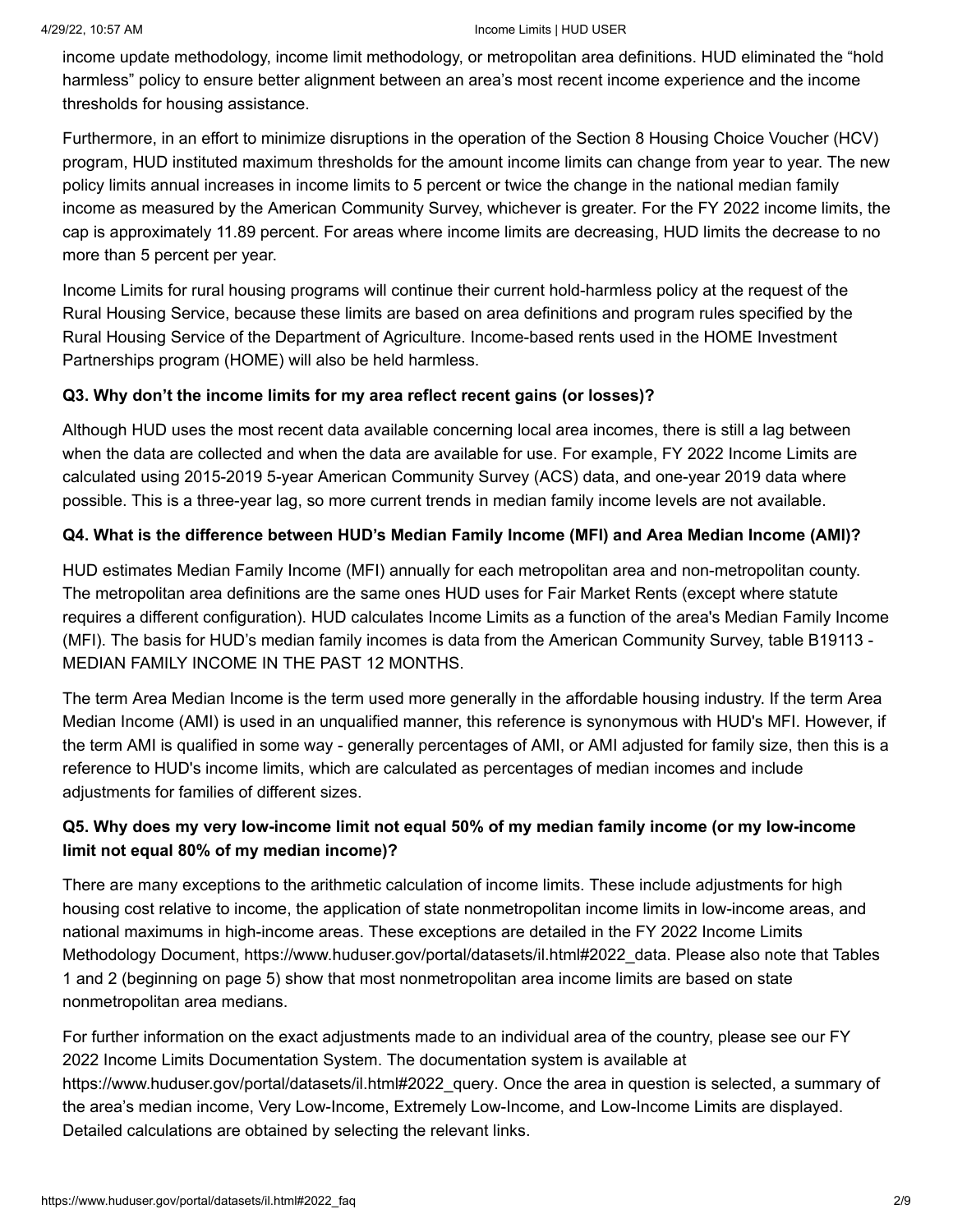income update methodology, income limit methodology, or metropolitan area definitions. HUD eliminated the "hold harmless" policy to ensure better alignment between an area's most recent income experience and the income thresholds for housing assistance.

Furthermore, in an effort to minimize disruptions in the operation of the Section 8 Housing Choice Voucher (HCV) program, HUD instituted maximum thresholds for the amount income limits can change from year to year. The new policy limits annual increases in income limits to 5 percent or twice the change in the national median family income as measured by the American Community Survey, whichever is greater. For the FY 2022 income limits, the cap is approximately 11.89 percent. For areas where income limits are decreasing, HUD limits the decrease to no more than 5 percent per year.

Income Limits for rural housing programs will continue their current hold-harmless policy at the request of the Rural Housing Service, because these limits are based on area definitions and program rules specified by the Rural Housing Service of the Department of Agriculture. Income-based rents used in the HOME Investment Partnerships program (HOME) will also be held harmless.

**Q3. Why don't the income limits for my area reflect recent gains (or losses)?**

Although HUD uses the most recent data available concerning local area incomes, there is still a lag between when the data are collected and when the data are available for use. For example, FY 2022 Income Limits are calculated using 2015-2019 5-year American Community Survey (ACS) data, and one-year 2019 data where possible. This is a three-year lag, so more current trends in median family income levels are not available.

**Q4. What is the difference between HUD's Median Family Income (MFI) and Area Median Income (AMI)?**

HUD estimates Median Family Income (MFI) annually for each metropolitan area and non-metropolitan county. The metropolitan area definitions are the same ones HUD uses for Fair Market Rents (except where statute requires a different configuration). HUD calculates Income Limits as a function of the area's Median Family Income (MFI). The basis for HUD's median family incomes is data from the American Community Survey, table B19113 - MEDIAN FAMILY INCOME IN THE PAST 12 MONTHS.

The term Area Median Income is the term used more generally in the affordable housing industry. If the term Area Median Income (AMI) is used in an unqualified manner, this reference is synonymous with HUD's MFI. However, if the term AMI is qualified in some way - generally percentages of AMI, or AMI adjusted for family size, then this is a reference to HUD's income limits, which are calculated as percentages of median incomes and include adjustments for families of different sizes.

**Q5. Why does my very low-income limit not equal 50% of my median family income (or my low-income limit not equal 80% of my median income)?**

There are many exceptions to the arithmetic calculation of income limits. These include adjustments for high housing cost relative to income, the application of state nonmetropolitan income limits in low-income areas, and national maximums in high-income areas. These exceptions are detailed in the FY 2022 Income Limits Methodology Document, https://www.huduser.gov/portal/datasets/il.html#2022_data. Please also note that Tables 1 and 2 (beginning on page 5) show that most nonmetropolitan area income limits are based on state nonmetropolitan area medians.

For further information on the exact adjustments made to an individual area of the country, please see our FY 2022 Income Limits Documentation System. The documentation system is available at https://www.huduser.gov/portal/datasets/il.html#2022_query. Once the area in question is selected, a summary of the area's median income, Very Low-Income, Extremely Low-Income, and Low-Income Limits are displayed. Detailed calculations are obtained by selecting the relevant links.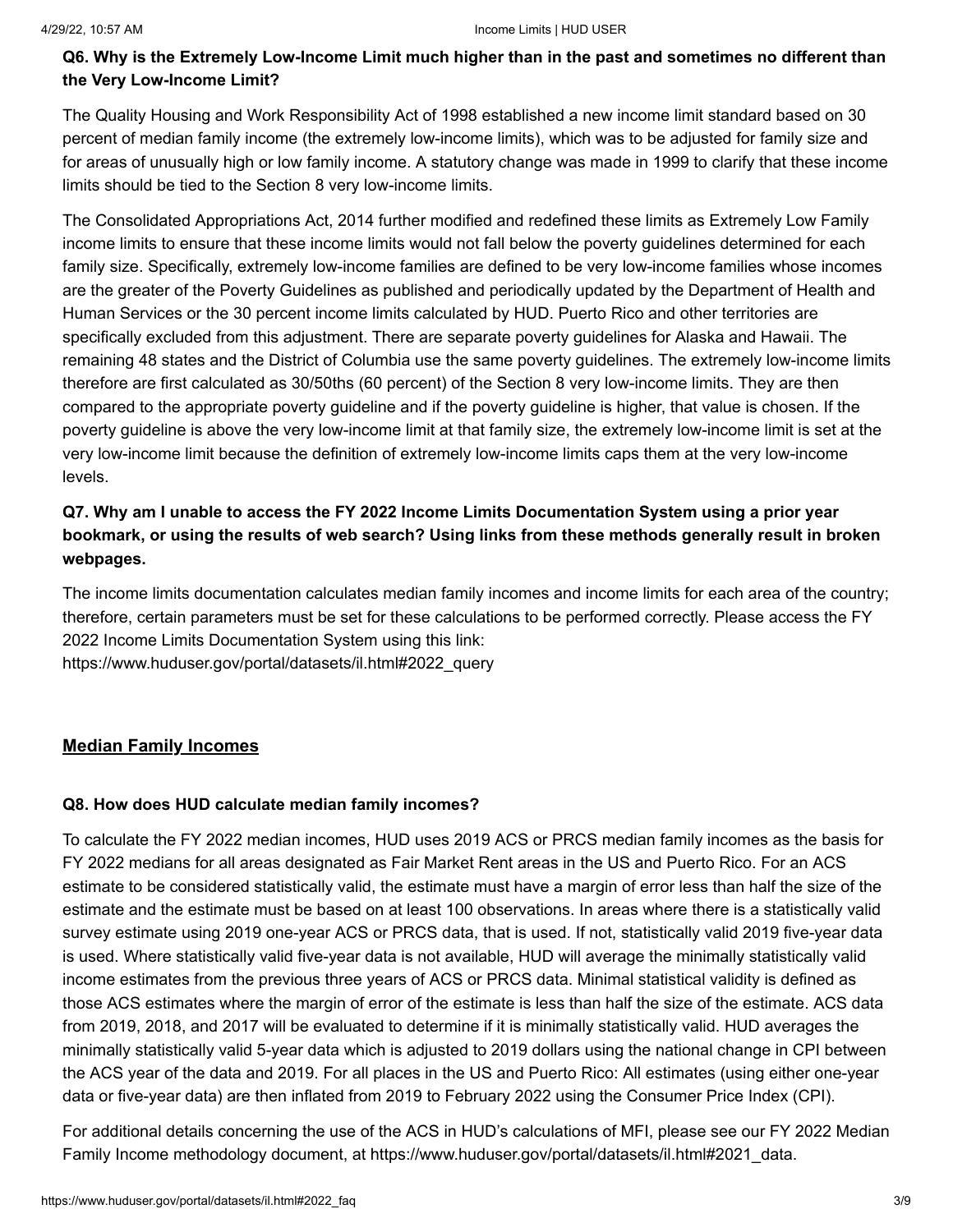**Q6. Why is the Extremely Low-Income Limit much higher than in the past and sometimes no different than the Very Low-Income Limit?**

The Quality Housing and Work Responsibility Act of 1998 established a new income limit standard based on 30 percent of median family income (the extremely low-income limits), which was to be adjusted for family size and for areas of unusually high or low family income. A statutory change was made in 1999 to clarify that these income limits should be tied to the Section 8 very low-income limits.

The Consolidated Appropriations Act, 2014 further modified and redefined these limits as Extremely Low Family income limits to ensure that these income limits would not fall below the poverty guidelines determined for each family size. Specifically, extremely low-income families are defined to be very low-income families whose incomes are the greater of the Poverty Guidelines as published and periodically updated by the Department of Health and Human Services or the 30 percent income limits calculated by HUD. Puerto Rico and other territories are specifically excluded from this adjustment. There are separate poverty guidelines for Alaska and Hawaii. The remaining 48 states and the District of Columbia use the same poverty guidelines. The extremely low-income limits therefore are first calculated as 30/50ths (60 percent) of the Section 8 very low-income limits. They are then compared to the appropriate poverty guideline and if the poverty guideline is higher, that value is chosen. If the poverty guideline is above the very low-income limit at that family size, the extremely low-income limit is set at the very low-income limit because the definition of extremely low-income limits caps them at the very low-income levels.

**Q7. Why am I unable to access the FY 2022 Income Limits Documentation System using a prior year bookmark, or using the results of web search? Using links from these methods generally result in broken webpages.**

The income limits documentation calculates median family incomes and income limits for each area of the country; therefore, certain parameters must be set for these calculations to be performed correctly. Please access the FY 2022 Income Limits Documentation System using this link:
https://www.huduser.gov/portal/datasets/il.html#2022_query

## Median Family Incomes

**Q8. How does HUD calculate median family incomes?**

To calculate the FY 2022 median incomes, HUD uses 2019 ACS or PRCS median family incomes as the basis for FY 2022 medians for all areas designated as Fair Market Rent areas in the US and Puerto Rico. For an ACS estimate to be considered statistically valid, the estimate must have a margin of error less than half the size of the estimate and the estimate must be based on at least 100 observations. In areas where there is a statistically valid survey estimate using 2019 one-year ACS or PRCS data, that is used. If not, statistically valid 2019 five-year data is used. Where statistically valid five-year data is not available, HUD will average the minimally statistically valid income estimates from the previous three years of ACS or PRCS data. Minimal statistical validity is defined as those ACS estimates where the margin of error of the estimate is less than half the size of the estimate. ACS data from 2019, 2018, and 2017 will be evaluated to determine if it is minimally statistically valid. HUD averages the minimally statistically valid 5-year data which is adjusted to 2019 dollars using the national change in CPI between the ACS year of the data and 2019. For all places in the US and Puerto Rico: All estimates (using either one-year data or five-year data) are then inflated from 2019 to February 2022 using the Consumer Price Index (CPI).

For additional details concerning the use of the ACS in HUD's calculations of MFI, please see our FY 2022 Median Family Income methodology document, at https://www.huduser.gov/portal/datasets/il.html#2021_data.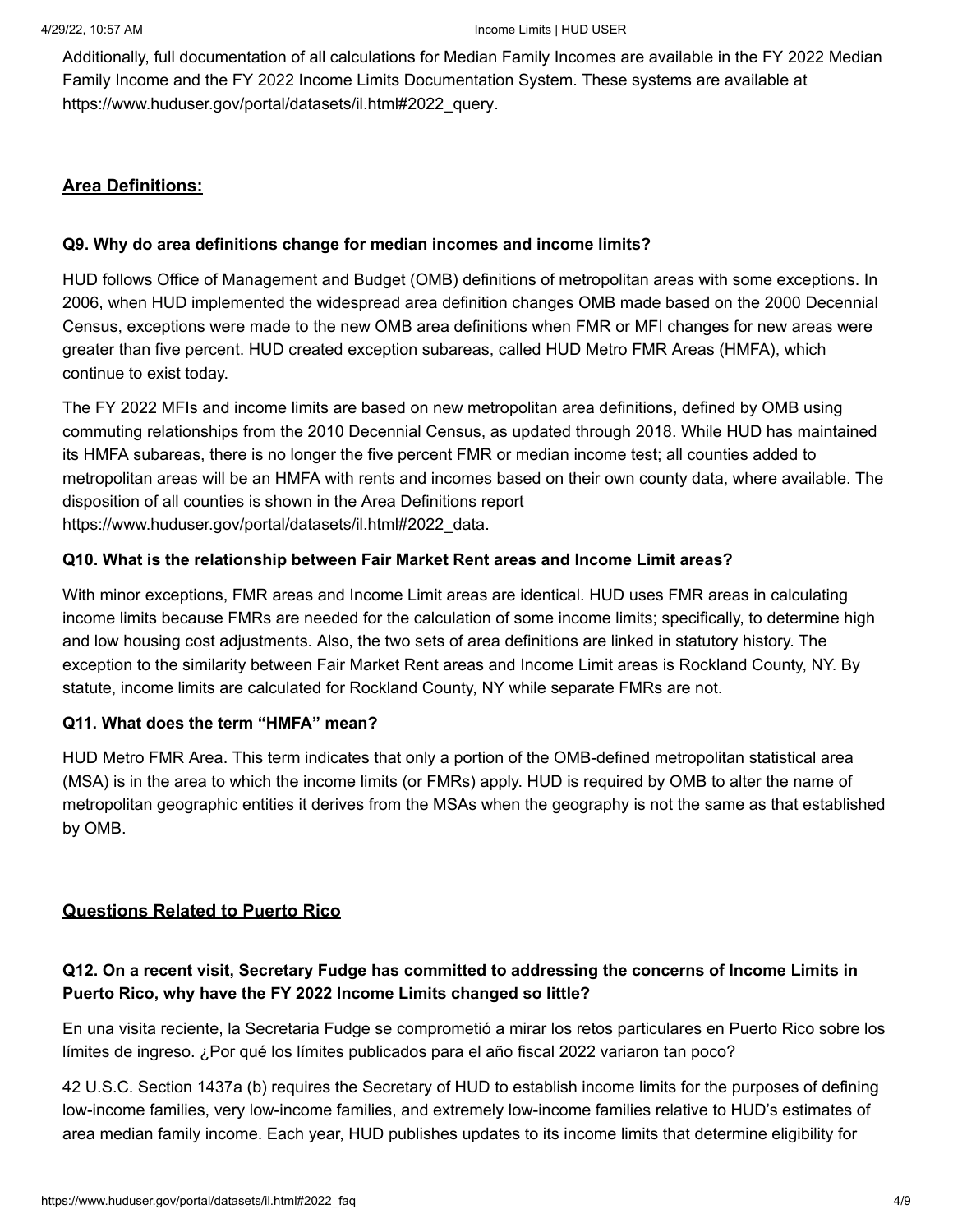Additionally, full documentation of all calculations for Median Family Incomes are available in the FY 2022 Median Family Income and the FY 2022 Income Limits Documentation System. These systems are available at https://www.huduser.gov/portal/datasets/il.html#2022_query.

## Area Definitions:

**Q9. Why do area definitions change for median incomes and income limits?**

HUD follows Office of Management and Budget (OMB) definitions of metropolitan areas with some exceptions. In 2006, when HUD implemented the widespread area definition changes OMB made based on the 2000 Decennial Census, exceptions were made to the new OMB area definitions when FMR or MFI changes for new areas were greater than five percent. HUD created exception subareas, called HUD Metro FMR Areas (HMFA), which continue to exist today.

The FY 2022 MFIs and income limits are based on new metropolitan area definitions, defined by OMB using commuting relationships from the 2010 Decennial Census, as updated through 2018. While HUD has maintained its HMFA subareas, there is no longer the five percent FMR or median income test; all counties added to metropolitan areas will be an HMFA with rents and incomes based on their own county data, where available. The disposition of all counties is shown in the Area Definitions report https://www.huduser.gov/portal/datasets/il.html#2022_data.

**Q10. What is the relationship between Fair Market Rent areas and Income Limit areas?**

With minor exceptions, FMR areas and Income Limit areas are identical. HUD uses FMR areas in calculating income limits because FMRs are needed for the calculation of some income limits; specifically, to determine high and low housing cost adjustments. Also, the two sets of area definitions are linked in statutory history. The exception to the similarity between Fair Market Rent areas and Income Limit areas is Rockland County, NY. By statute, income limits are calculated for Rockland County, NY while separate FMRs are not.

**Q11. What does the term "HMFA" mean?**

HUD Metro FMR Area. This term indicates that only a portion of the OMB-defined metropolitan statistical area (MSA) is in the area to which the income limits (or FMRs) apply. HUD is required by OMB to alter the name of metropolitan geographic entities it derives from the MSAs when the geography is not the same as that established by OMB.

## Questions Related to Puerto Rico

**Q12. On a recent visit, Secretary Fudge has committed to addressing the concerns of Income Limits in Puerto Rico, why have the FY 2022 Income Limits changed so little?**

En una visita reciente, la Secretaria Fudge se comprometió a mirar los retos particulares en Puerto Rico sobre los límites de ingreso. ¿Por qué los límites publicados para el año fiscal 2022 variaron tan poco?

42 U.S.C. Section 1437a (b) requires the Secretary of HUD to establish income limits for the purposes of defining low-income families, very low-income families, and extremely low-income families relative to HUD's estimates of area median family income. Each year, HUD publishes updates to its income limits that determine eligibility for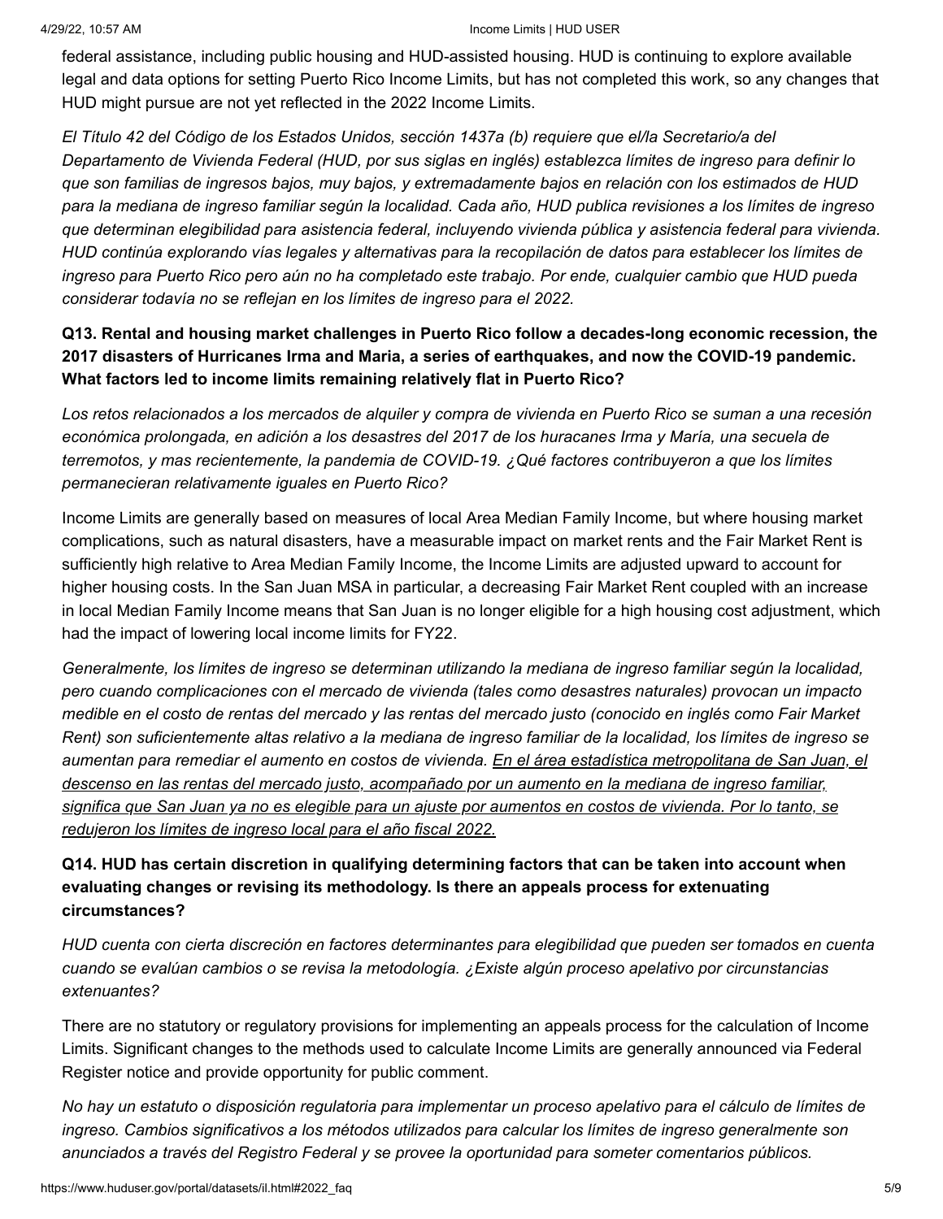federal assistance, including public housing and HUD-assisted housing. HUD is continuing to explore available legal and data options for setting Puerto Rico Income Limits, but has not completed this work, so any changes that HUD might pursue are not yet reflected in the 2022 Income Limits.

*El Título 42 del Código de los Estados Unidos, sección 1437a (b) requiere que el/la Secretario/a del Departamento de Vivienda Federal (HUD, por sus siglas en inglés) establezca límites de ingreso para definir lo que son familias de ingresos bajos, muy bajos, y extremadamente bajos en relación con los estimados de HUD para la mediana de ingreso familiar según la localidad. Cada año, HUD publica revisiones a los límites de ingreso que determinan elegibilidad para asistencia federal, incluyendo vivienda pública y asistencia federal para vivienda. HUD continúa explorando vías legales y alternativas para la recopilación de datos para establecer los límites de ingreso para Puerto Rico pero aún no ha completado este trabajo. Por ende, cualquier cambio que HUD pueda considerar todavía no se reflejan en los límites de ingreso para el 2022.*

**Q13. Rental and housing market challenges in Puerto Rico follow a decades-long economic recession, the 2017 disasters of Hurricanes Irma and Maria, a series of earthquakes, and now the COVID-19 pandemic. What factors led to income limits remaining relatively flat in Puerto Rico?**

*Los retos relacionados a los mercados de alquiler y compra de vivienda en Puerto Rico se suman a una recesión económica prolongada, en adición a los desastres del 2017 de los huracanes Irma y María, una secuela de terremotos, y mas recientemente, la pandemia de COVID-19. ¿Qué factores contribuyeron a que los límites permanecieran relativamente iguales en Puerto Rico?*

Income Limits are generally based on measures of local Area Median Family Income, but where housing market complications, such as natural disasters, have a measurable impact on market rents and the Fair Market Rent is sufficiently high relative to Area Median Family Income, the Income Limits are adjusted upward to account for higher housing costs. In the San Juan MSA in particular, a decreasing Fair Market Rent coupled with an increase in local Median Family Income means that San Juan is no longer eligible for a high housing cost adjustment, which had the impact of lowering local income limits for FY22.

*Generalmente, los límites de ingreso se determinan utilizando la mediana de ingreso familiar según la localidad, pero cuando complicaciones con el mercado de vivienda (tales como desastres naturales) provocan un impacto medible en el costo de rentas del mercado y las rentas del mercado justo (conocido en inglés como Fair Market Rent) son suficientemente altas relativo a la mediana de ingreso familiar de la localidad, los límites de ingreso se aumentan para remediar el aumento en costos de vivienda. <u>En el área estadística metropolitana de San Juan, el descenso en las rentas del mercado justo, acompañado por un aumento en la mediana de ingreso familiar, significa que San Juan ya no es elegible para un ajuste por aumentos en costos de vivienda. Por lo tanto, se redujeron los límites de ingreso local para el año fiscal 2022.</u>*

**Q14. HUD has certain discretion in qualifying determining factors that can be taken into account when evaluating changes or revising its methodology. Is there an appeals process for extenuating circumstances?**

*HUD cuenta con cierta discreción en factores determinantes para elegibilidad que pueden ser tomados en cuenta cuando se evalúan cambios o se revisa la metodología. ¿Existe algún proceso apelativo por circunstancias extenuantes?*

There are no statutory or regulatory provisions for implementing an appeals process for the calculation of Income Limits. Significant changes to the methods used to calculate Income Limits are generally announced via Federal Register notice and provide opportunity for public comment.

*No hay un estatuto o disposición regulatoria para implementar un proceso apelativo para el cálculo de límites de ingreso. Cambios significativos a los métodos utilizados para calcular los límites de ingreso generalmente son anunciados a través del Registro Federal y se provee la oportunidad para someter comentarios públicos.*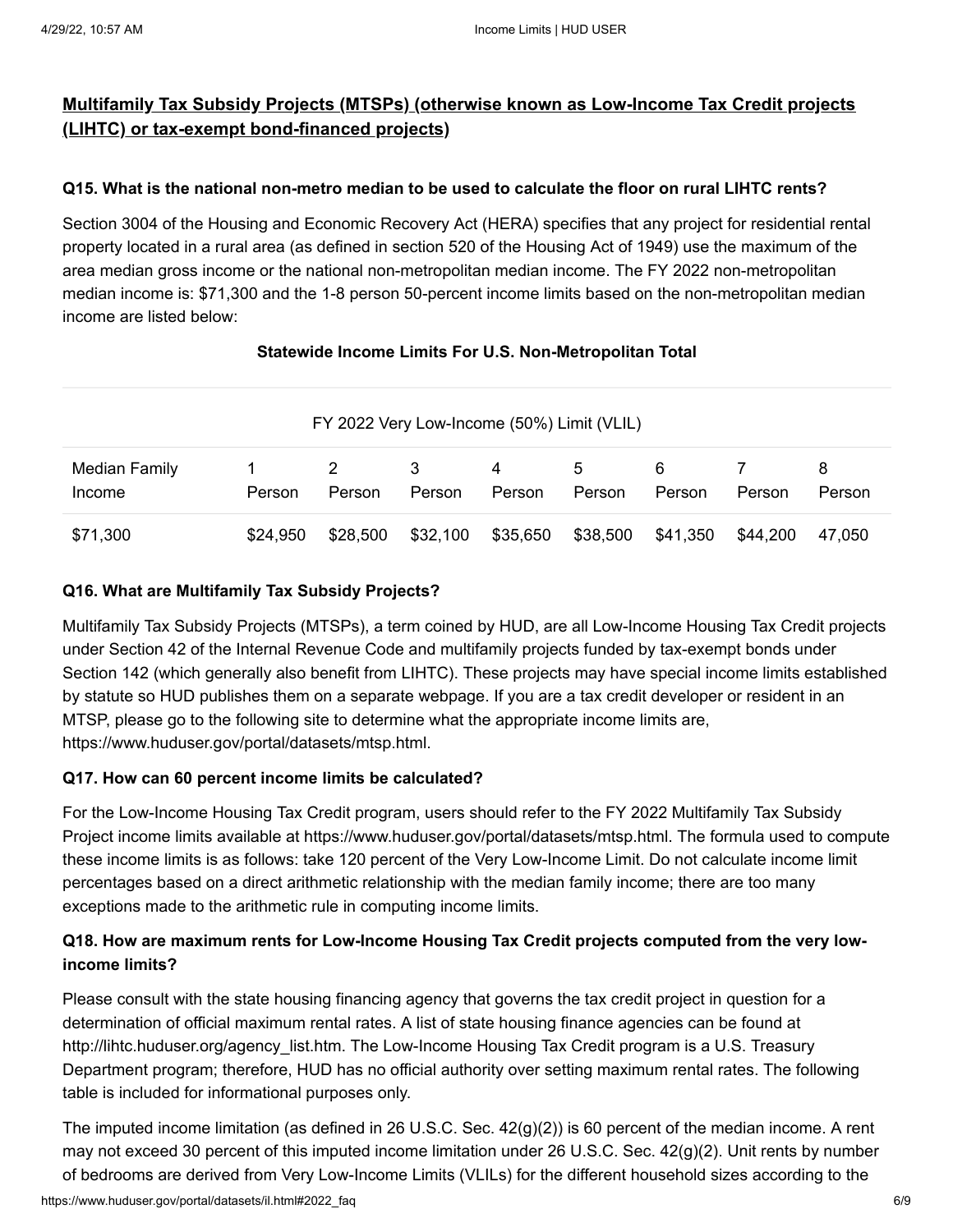## Multifamily Tax Subsidy Projects (MTSPs) (otherwise known as Low-Income Tax Credit projects (LIHTC) or tax-exempt bond-financed projects)

### Q15. What is the national non-metro median to be used to calculate the floor on rural LIHTC rents?

Section 3004 of the Housing and Economic Recovery Act (HERA) specifies that any project for residential rental property located in a rural area (as defined in section 520 of the Housing Act of 1949) use the maximum of the area median gross income or the national non-metropolitan median income. The FY 2022 non-metropolitan median income is: $71,300 and the 1-8 person 50-percent income limits based on the non-metropolitan median income are listed below:

**Statewide Income Limits For U.S. Non-Metropolitan Total**

| | FY 2022 Very Low-Income (50%) Limit (VLIL) | | | | | | | |
|---|---|---|---|---|---|---|---|---|
| Median Family Income | 1 Person | 2 Person | 3 Person | 4 Person | 5 Person | 6 Person | 7 Person | 8 Person |
| $71,300 | $24,950 | $28,500 | $32,100 | $35,650 | $38,500 | $41,350 | $44,200 | 47,050 |

### Q16. What are Multifamily Tax Subsidy Projects?

Multifamily Tax Subsidy Projects (MTSPs), a term coined by HUD, are all Low-Income Housing Tax Credit projects under Section 42 of the Internal Revenue Code and multifamily projects funded by tax-exempt bonds under Section 142 (which generally also benefit from LIHTC). These projects may have special income limits established by statute so HUD publishes them on a separate webpage. If you are a tax credit developer or resident in an MTSP, please go to the following site to determine what the appropriate income limits are, https://www.huduser.gov/portal/datasets/mtsp.html.

### Q17. How can 60 percent income limits be calculated?

For the Low-Income Housing Tax Credit program, users should refer to the FY 2022 Multifamily Tax Subsidy Project income limits available at https://www.huduser.gov/portal/datasets/mtsp.html. The formula used to compute these income limits is as follows: take 120 percent of the Very Low-Income Limit. Do not calculate income limit percentages based on a direct arithmetic relationship with the median family income; there are too many exceptions made to the arithmetic rule in computing income limits.

### Q18. How are maximum rents for Low-Income Housing Tax Credit projects computed from the very low-income limits?

Please consult with the state housing financing agency that governs the tax credit project in question for a determination of official maximum rental rates. A list of state housing finance agencies can be found at http://lihtc.huduser.org/agency_list.htm. The Low-Income Housing Tax Credit program is a U.S. Treasury Department program; therefore, HUD has no official authority over setting maximum rental rates. The following table is included for informational purposes only.

The imputed income limitation (as defined in 26 U.S.C. Sec. 42(g)(2)) is 60 percent of the median income. A rent may not exceed 30 percent of this imputed income limitation under 26 U.S.C. Sec. 42(g)(2). Unit rents by number of bedrooms are derived from Very Low-Income Limits (VLILs) for the different household sizes according to the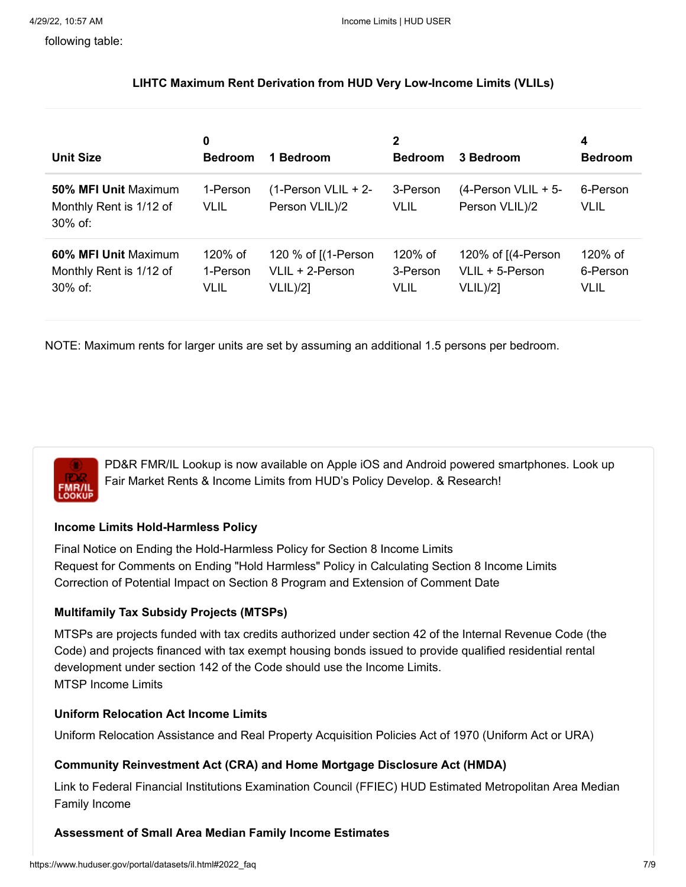following table:

**LIHTC Maximum Rent Derivation from HUD Very Low-Income Limits (VLILs)**

| Unit Size | 0 Bedroom | 1 Bedroom | 2 Bedroom | 3 Bedroom | 4 Bedroom |
|---|---|---|---|---|---|
| **50% MFI Unit** Maximum Monthly Rent is 1/12 of 30% of: | 1-Person VLIL | (1-Person VLIL + 2-Person VLIL)/2 | 3-Person VLIL | (4-Person VLIL + 5-Person VLIL)/2 | 6-Person VLIL |
| **60% MFI Unit** Maximum Monthly Rent is 1/12 of 30% of: | 120% of 1-Person VLIL | 120 % of [(1-Person VLIL + 2-Person VLIL)/2] | 120% of 3-Person VLIL | 120% of [(4-Person VLIL + 5-Person VLIL)/2] | 120% of 6-Person VLIL |

NOTE: Maximum rents for larger units are set by assuming an additional 1.5 persons per bedroom.

PD&R FMR/IL Lookup is now available on Apple iOS and Android powered smartphones. Look up Fair Market Rents & Income Limits from HUD's Policy Develop. & Research!

**Income Limits Hold-Harmless Policy**

Final Notice on Ending the Hold-Harmless Policy for Section 8 Income Limits
Request for Comments on Ending "Hold Harmless" Policy in Calculating Section 8 Income Limits
Correction of Potential Impact on Section 8 Program and Extension of Comment Date

**Multifamily Tax Subsidy Projects (MTSPs)**

MTSPs are projects funded with tax credits authorized under section 42 of the Internal Revenue Code (the Code) and projects financed with tax exempt housing bonds issued to provide qualified residential rental development under section 142 of the Code should use the Income Limits.
MTSP Income Limits

**Uniform Relocation Act Income Limits**

Uniform Relocation Assistance and Real Property Acquisition Policies Act of 1970 (Uniform Act or URA)

**Community Reinvestment Act (CRA) and Home Mortgage Disclosure Act (HMDA)**

Link to Federal Financial Institutions Examination Council (FFIEC) HUD Estimated Metropolitan Area Median Family Income

**Assessment of Small Area Median Family Income Estimates**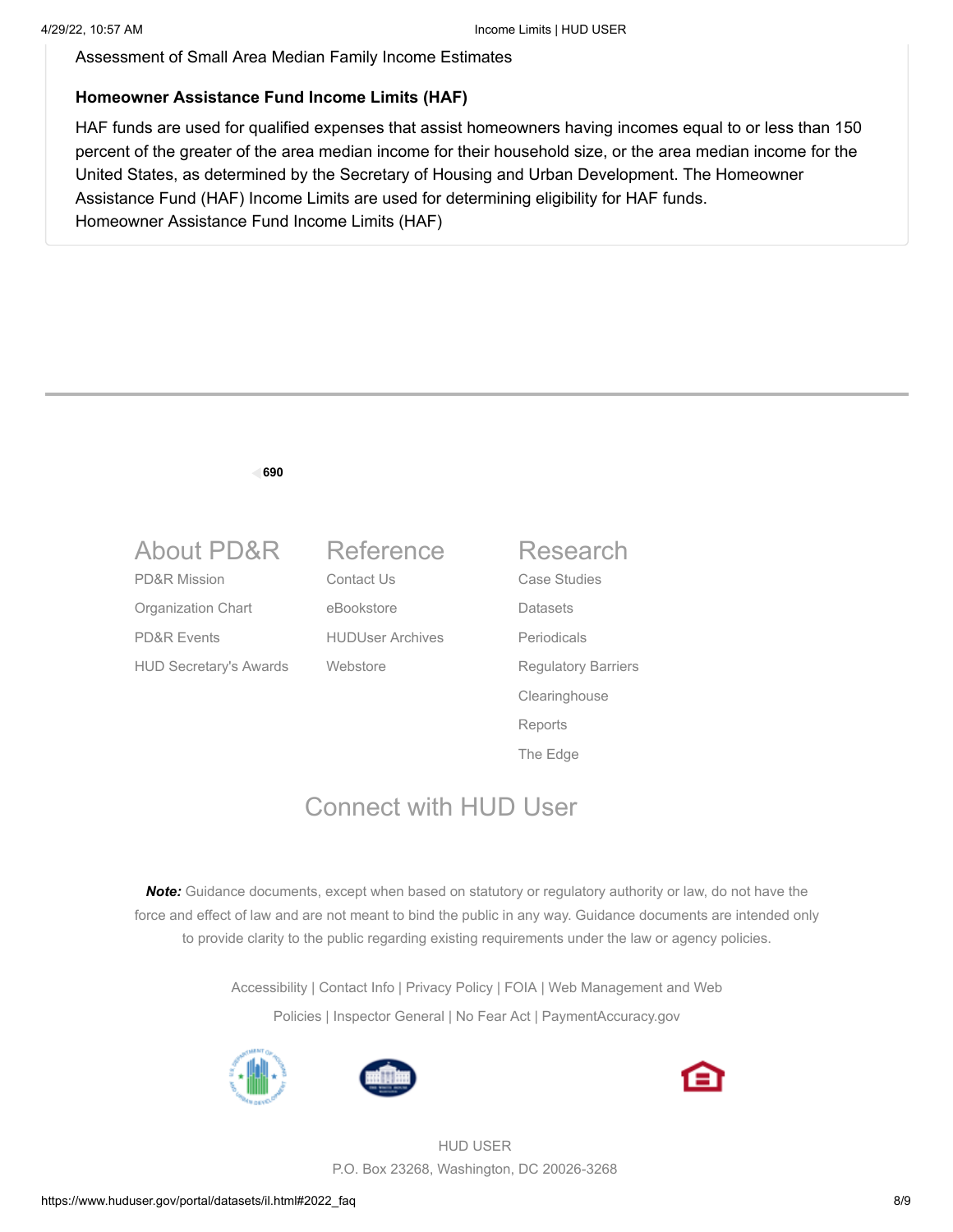Assessment of Small Area Median Family Income Estimates

**Homeowner Assistance Fund Income Limits (HAF)**

HAF funds are used for qualified expenses that assist homeowners having incomes equal to or less than 150 percent of the greater of the area median income for their household size, or the area median income for the United States, as determined by the Secretary of Housing and Urban Development. The Homeowner Assistance Fund (HAF) Income Limits are used for determining eligibility for HAF funds.
Homeowner Assistance Fund Income Limits (HAF)

690

## About PD&R

- PD&R Mission
- Organization Chart
- PD&R Events
- HUD Secretary's Awards

## Reference

- Contact Us
- eBookstore
- HUDUser Archives
- Webstore

## Research

- Case Studies
- Datasets
- Periodicals
- Regulatory Barriers
- Clearinghouse
- Reports
- The Edge

## Connect with HUD User

***Note:*** Guidance documents, except when based on statutory or regulatory authority or law, do not have the force and effect of law and are not meant to bind the public in any way. Guidance documents are intended only to provide clarity to the public regarding existing requirements under the law or agency policies.

Accessibility | Contact Info | Privacy Policy | FOIA | Web Management and Web Policies | Inspector General | No Fear Act | PaymentAccuracy.gov

HUD USER
P.O. Box 23268, Washington, DC 20026-3268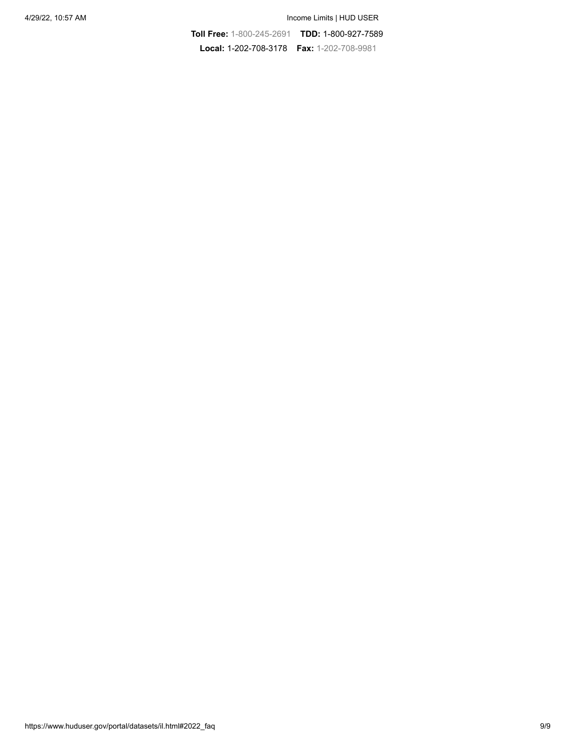**Toll Free:** 1-800-245-2691 **TDD:** 1-800-927-7589

**Local:** 1-202-708-3178 **Fax:** 1-202-708-9981